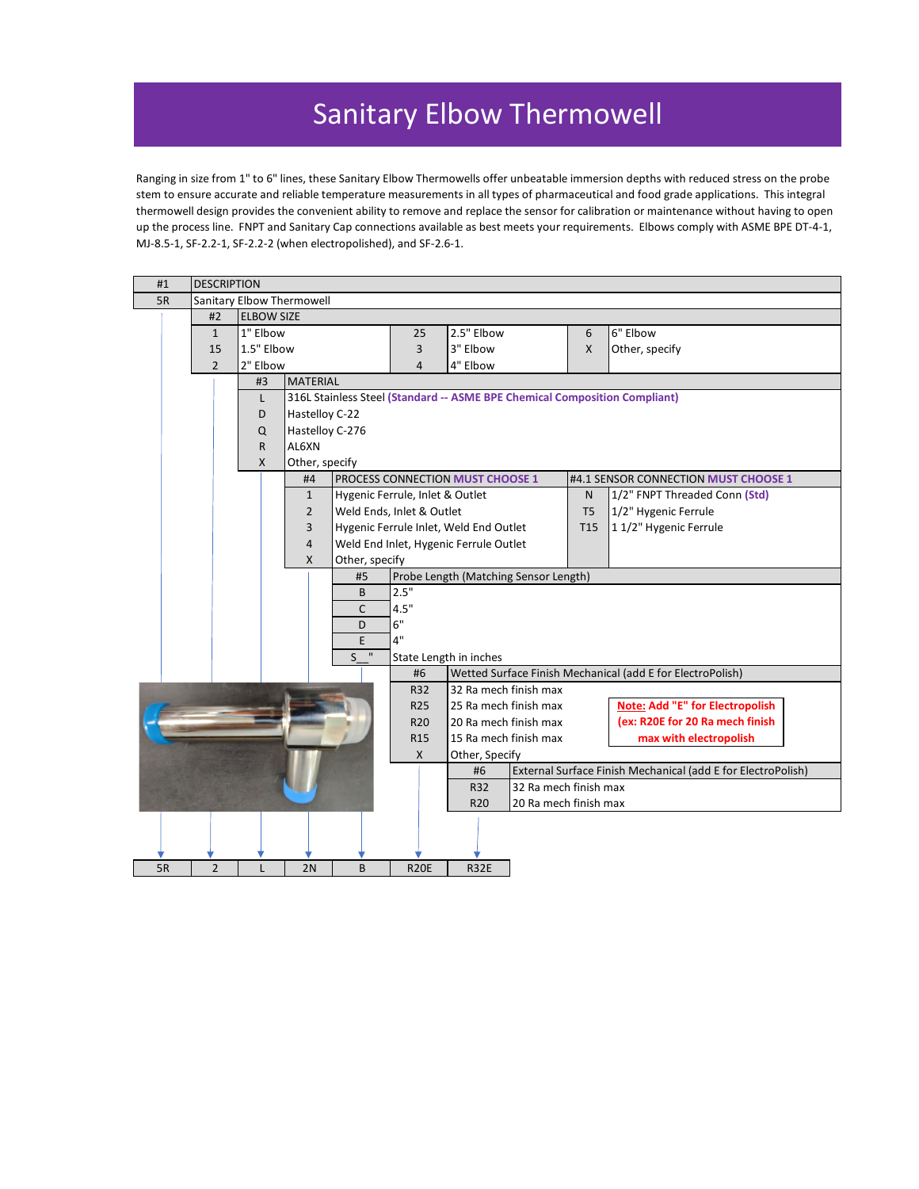# Sanitary Elbow Thermowell

Ranging in size from 1" to 6" lines, these Sanitary Elbow Thermowells offer unbeatable immersion depths with reduced stress on the probe stem to ensure accurate and reliable temperature measurements in all types of pharmaceutical and food grade applications. This integral thermowell design provides the convenient ability to remove and replace the sensor for calibration or maintenance without having to open up the process line. FNPT and Sanitary Cap connections available as best meets your requirements. Elbows comply with ASME BPE DT-4-1, MJ-8.5-1, SF-2.2-1, SF-2.2-2 (when electropolished), and SF-2.6-1.

| #1 | DESCRIPTION |
|---|---|
| 5R | Sanitary Elbow Thermowell |

| #2 | ELBOW SIZE | | | | |
|---|---|---|---|---|---|
| 1 | 1" Elbow | 25 | 2.5" Elbow | 6 | 6" Elbow |
| 15 | 1.5" Elbow | 3 | 3" Elbow | X | Other, specify |
| 2 | 2" Elbow | 4 | 4" Elbow | | |

| #3 | MATERIAL |
|---|---|
| L | 316L Stainless Steel **(Standard -- ASME BPE Chemical Composition Compliant)** |
| D | Hastelloy C-22 |
| Q | Hastelloy C-276 |
| R | AL6XN |
| X | Other, specify |

| #4 | PROCESS CONNECTION **MUST CHOOSE 1** | #4.1 | SENSOR CONNECTION **MUST CHOOSE 1** |
|---|---|---|---|
| 1 | Hygenic Ferrule, Inlet & Outlet | N | 1/2" FNPT Threaded Conn **(Std)** |
| 2 | Weld Ends, Inlet & Outlet | T5 | 1/2" Hygenic Ferrule |
| 3 | Hygenic Ferrule Inlet, Weld End Outlet | T15 | 1 1/2" Hygenic Ferrule |
| 4 | Weld End Inlet, Hygenic Ferrule Outlet | | |
| X | Other, specify | | |

| #5 | Probe Length (Matching Sensor Length) |
|---|---|
| B | 2.5" |
| C | 4.5" |
| D | 6" |
| E | 4" |
| S__" | State Length in inches |

| #6 | Wetted Surface Finish Mechanical (add E for ElectroPolish) |
|---|---|
| R32 | 32 Ra mech finish max |
| R25 | 25 Ra mech finish max |
| R20 | 20 Ra mech finish max |
| R15 | 15 Ra mech finish max |
| X | Other, Specify |

**Note: Add "E" for Electropolish (ex: R20E for 20 Ra mech finish max with electropolish**

| #6 | External Surface Finish Mechanical (add E for ElectroPolish) |
|---|---|
| R32 | 32 Ra mech finish max |
| R20 | 20 Ra mech finish max |

Example:

| 5R | 2 | L | 2N | B | R20E | R32E |
|---|---|---|---|---|---|---|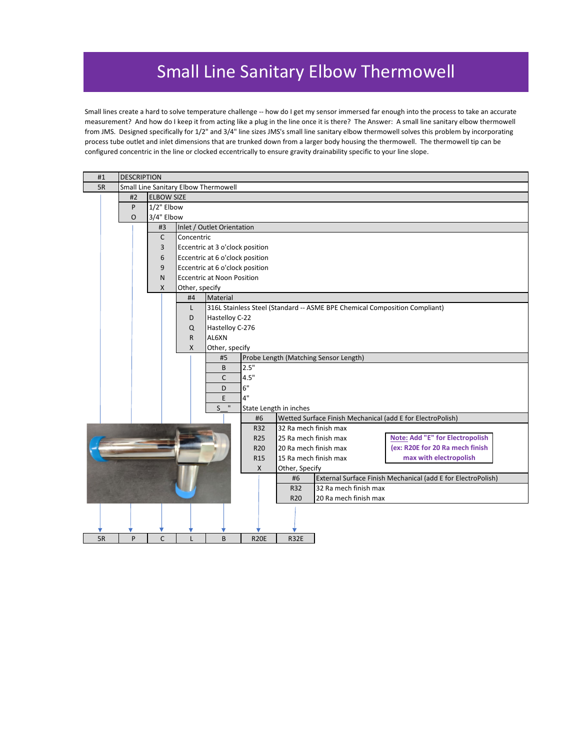# Small Line Sanitary Elbow Thermowell

Small lines create a hard to solve temperature challenge -- how do I get my sensor immersed far enough into the process to take an accurate measurement? And how do I keep it from acting like a plug in the line once it is there? The Answer: A small line sanitary elbow thermowell from JMS. Designed specifically for 1/2" and 3/4" line sizes JMS's small line sanitary elbow thermowell solves this problem by incorporating process tube outlet and inlet dimensions that are trunked down from a larger body housing the thermowell. The thermowell tip can be configured concentric in the line or clocked eccentrically to ensure gravity drainability specific to your line slope.

| #1 | DESCRIPTION |
|---|---|
| 5R | Small Line Sanitary Elbow Thermowell |

| #2 | ELBOW SIZE |
|---|---|
| P | 1/2" Elbow |
| O | 3/4" Elbow |

| #3 | Inlet / Outlet Orientation |
|---|---|
| C | Concentric |
| 3 | Eccentric at 3 o'clock position |
| 6 | Eccentric at 6 o'clock position |
| 9 | Eccentric at 6 o'clock position |
| N | Eccentric at Noon Position |
| X | Other, specify |

| #4 | Material |
|---|---|
| L | 316L Stainless Steel (Standard -- ASME BPE Chemical Composition Compliant) |
| D | Hastelloy C-22 |
| Q | Hastelloy C-276 |
| R | AL6XN |
| X | Other, specify |

| #5 | Probe Length (Matching Sensor Length) |
|---|---|
| B | 2.5" |
| C | 4.5" |
| D | 6" |
| E | 4" |
| S__" | State Length in inches |

| #6 | Wetted Surface Finish Mechanical (add E for ElectroPolish) |
|---|---|
| R32 | 32 Ra mech finish max |
| R25 | 25 Ra mech finish max |
| R20 | 20 Ra mech finish max |
| R15 | 15 Ra mech finish max |
| X | Other, Specify |

**Note: Add "E" for Electropolish (ex: R20E for 20 Ra mech finish max with electropolish**

| #6 | External Surface Finish Mechanical (add E for ElectroPolish) |
|---|---|
| R32 | 32 Ra mech finish max |
| R20 | 20 Ra mech finish max |

| | | | | | | |
|---|---|---|---|---|---|---|
| 5R | P | C | L | B | R20E | R32E |